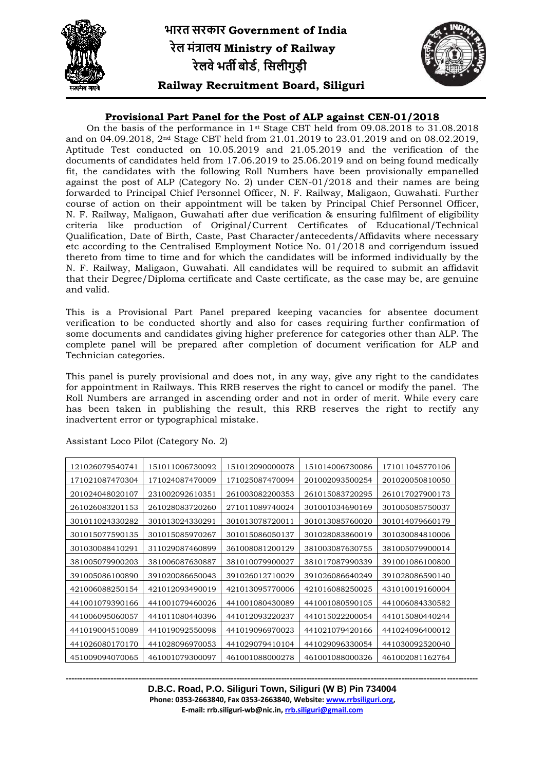# भारत सरकार Government of India

## रेल मंत्रालय Ministry of Railway

## रेलवे भर्ती बोर्ड, सिलीगुड़ी

## Railway Recruitment Board, Siliguri

### Provisional Part Panel for the Post of ALP against CEN-01/2018

On the basis of the performance in 1st Stage CBT held from 09.08.2018 to 31.08.2018 and on 04.09.2018, 2nd Stage CBT held from 21.01.2019 to 23.01.2019 and on 08.02.2019, Aptitude Test conducted on 10.05.2019 and 21.05.2019 and the verification of the documents of candidates held from 17.06.2019 to 25.06.2019 and on being found medically fit, the candidates with the following Roll Numbers have been provisionally empanelled against the post of ALP (Category No. 2) under CEN-01/2018 and their names are being forwarded to Principal Chief Personnel Officer, N. F. Railway, Maligaon, Guwahati. Further course of action on their appointment will be taken by Principal Chief Personnel Officer, N. F. Railway, Maligaon, Guwahati after due verification & ensuring fulfilment of eligibility criteria like production of Original/Current Certificates of Educational/Technical Qualification, Date of Birth, Caste, Past Character/antecedents/Affidavits where necessary etc according to the Centralised Employment Notice No. 01/2018 and corrigendum issued thereto from time to time and for which the candidates will be informed individually by the N. F. Railway, Maligaon, Guwahati. All candidates will be required to submit an affidavit that their Degree/Diploma certificate and Caste certificate, as the case may be, are genuine and valid.

This is a Provisional Part Panel prepared keeping vacancies for absentee document verification to be conducted shortly and also for cases requiring further confirmation of some documents and candidates giving higher preference for categories other than ALP. The complete panel will be prepared after completion of document verification for ALP and Technician categories.

This panel is purely provisional and does not, in any way, give any right to the candidates for appointment in Railways. This RRB reserves the right to cancel or modify the panel. The Roll Numbers are arranged in ascending order and not in order of merit. While every care has been taken in publishing the result, this RRB reserves the right to rectify any inadvertent error or typographical mistake.

Assistant Loco Pilot (Category No. 2)

| | | | | |
|---|---|---|---|---|
| 121026079540741 | 151011006730092 | 151012090000078 | 151014006730086 | 171011045770106 |
| 171021087470304 | 171024087470009 | 171025087470094 | 201002093500254 | 201020050810050 |
| 201024048020107 | 231002092610351 | 261003082200353 | 261015083720295 | 261017027900173 |
| 261026083201153 | 261028083720260 | 271011089740024 | 301001034690169 | 301005085750037 |
| 301011024330282 | 301013024330291 | 301013078720011 | 301013085760020 | 301014079660179 |
| 301015077590135 | 301015085970267 | 301015086050137 | 301028083860019 | 301030084810006 |
| 301030088410291 | 311029087460899 | 361008081200129 | 381003087630755 | 381005079900014 |
| 381005079900203 | 381006087630887 | 381010079900027 | 381017087990339 | 391001086100800 |
| 391005086100890 | 391020086650043 | 391026012710029 | 391026086640249 | 391028086590140 |
| 421006088250154 | 421012093490019 | 421013095770006 | 421016088250025 | 431010019160004 |
| 441001079390166 | 441001079460026 | 441001080430089 | 441001080590105 | 441006084330582 |
| 441006095060057 | 441011080440396 | 441012093220237 | 441015022200054 | 441015080440244 |
| 441019004510089 | 441019092550098 | 441019096970023 | 441021079420166 | 441024096400012 |
| 441026080170170 | 441028096970053 | 441029079410104 | 441029096330054 | 441030092520040 |
| 451009094070065 | 461001079300097 | 461001088000278 | 461001088000326 | 461002081162764 |

D.B.C. Road, P.O. Siliguri Town, Siliguri (W B) Pin 734004
Phone: 0353-2663840, Fax 0353-2663840, Website: www.rrbsiliguri.org,
E-mail: rrb.siliguri-wb@nic.in, rrb.siliguri@gmail.com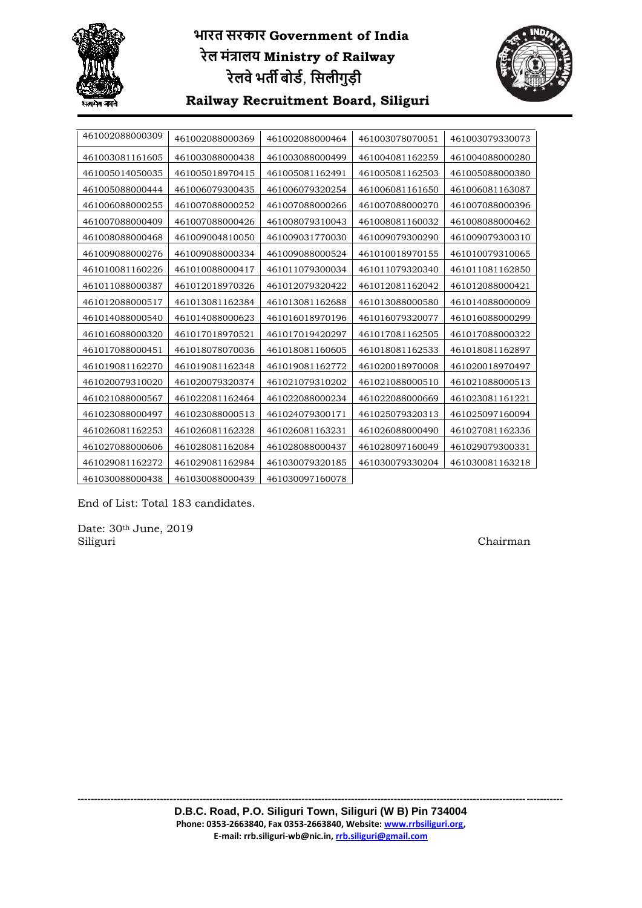# भारत सरकार Government of India
## रेल मंत्रालय Ministry of Railway
## रेलवे भर्ती बोर्ड, सिलीगुड़ी
## Railway Recruitment Board, Siliguri

| | | | | |
|---|---|---|---|---|
| 461002088000309 | 461002088000369 | 461002088000464 | 461003078070051 | 461003079330073 |
| 461003081161605 | 461003088000438 | 461003088000499 | 461004081162259 | 461004088000280 |
| 461005014050035 | 461005018970415 | 461005081162491 | 461005081162503 | 461005088000380 |
| 461005088000444 | 461006079300435 | 461006079320254 | 461006081161650 | 461006081163087 |
| 461006088000255 | 461007088000252 | 461007088000266 | 461007088000270 | 461007088000396 |
| 461007088000409 | 461007088000426 | 461008079310043 | 461008081160032 | 461008088000462 |
| 461008088000468 | 461009004810050 | 461009031770030 | 461009079300290 | 461009079300310 |
| 461009088000276 | 461009088000334 | 461009088000524 | 461010018970155 | 461010079310065 |
| 461010081160226 | 461010088000417 | 461011079300034 | 461011079320340 | 461011081162850 |
| 461011088000387 | 461012018970326 | 461012079320422 | 461012081162042 | 461012088000421 |
| 461012088000517 | 461013081162384 | 461013081162688 | 461013088000580 | 461014088000009 |
| 461014088000540 | 461014088000623 | 461016018970196 | 461016079320077 | 461016088000299 |
| 461016088000320 | 461017018970521 | 461017019420297 | 461017081162505 | 461017088000322 |
| 461017088000451 | 461018078070036 | 461018081160605 | 461018081162533 | 461018081162897 |
| 461019081162270 | 461019081162348 | 461019081162772 | 461020018970008 | 461020018970497 |
| 461020079310020 | 461020079320374 | 461021079310202 | 461021088000510 | 461021088000513 |
| 461021088000567 | 461022081162464 | 461022088000234 | 461022088000669 | 461023081161221 |
| 461023088000497 | 461023088000513 | 461024079300171 | 461025079320313 | 461025097160094 |
| 461026081162253 | 461026081162328 | 461026081163231 | 461026088000490 | 461027081162336 |
| 461027088000606 | 461028081162084 | 461028088000437 | 461028097160049 | 461029079300331 |
| 461029081162272 | 461029081162984 | 461030079320185 | 461030079330204 | 461030081163218 |
| 461030088000438 | 461030088000439 | 461030097160078 | | |

End of List: Total 183 candidates.

Date: 30th June, 2019
Siliguri

Chairman

D.B.C. Road, P.O. Siliguri Town, Siliguri (W B) Pin 734004
Phone: 0353-2663840, Fax 0353-2663840, Website: www.rrbsiliguri.org,
E-mail: rrb.siliguri-wb@nic.in, rrb.siliguri@gmail.com